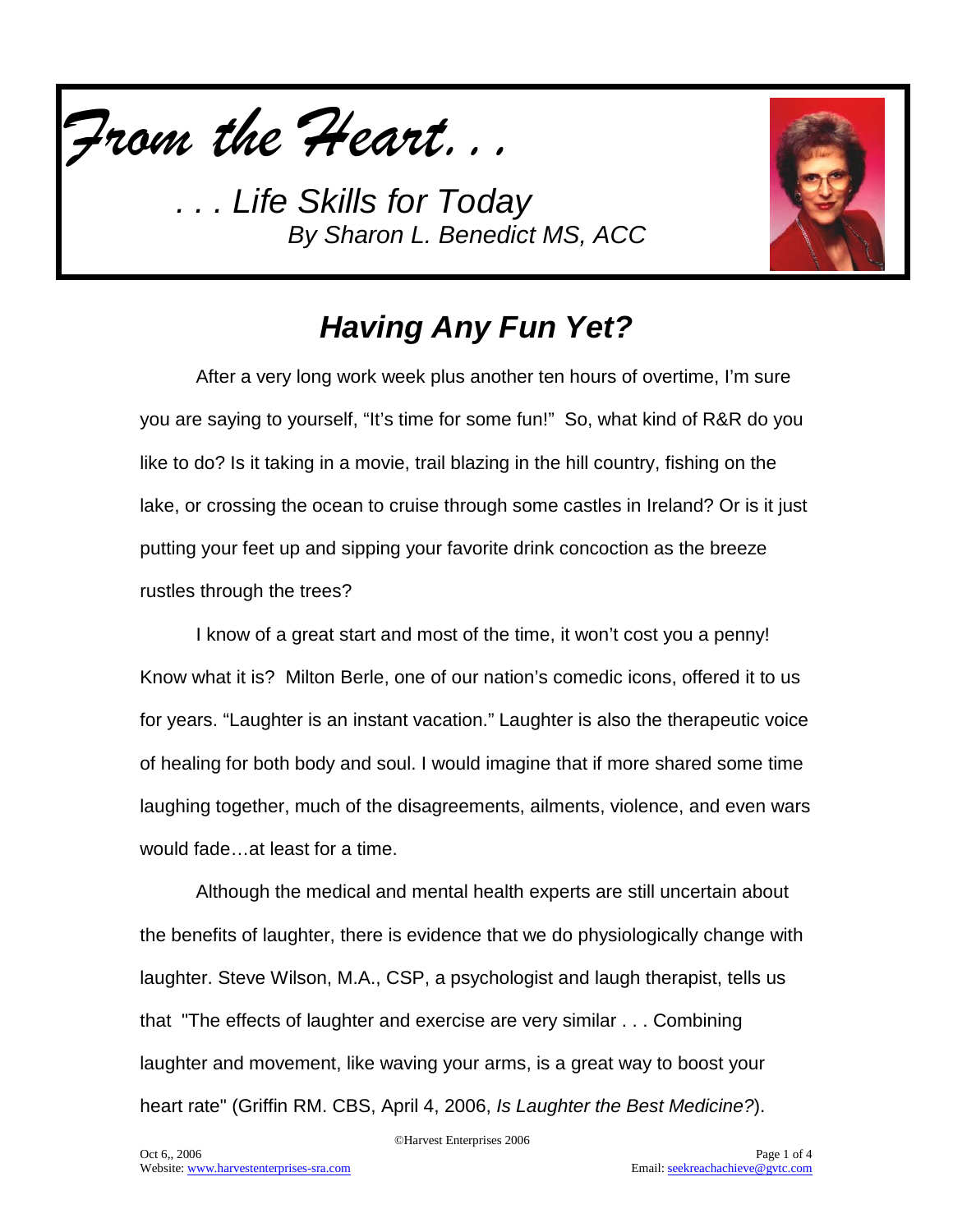# *From the Heart. . .*

*. . . Life Skills for Today*

*By Sharon L. Benedict MS, ACC*

## *Having Any Fun Yet?*

After a very long work week plus another ten hours of overtime, I'm sure you are saying to yourself, "It's time for some fun!" So, what kind of R&R do you like to do? Is it taking in a movie, trail blazing in the hill country, fishing on the lake, or crossing the ocean to cruise through some castles in Ireland? Or is it just putting your feet up and sipping your favorite drink concoction as the breeze rustles through the trees?

I know of a great start and most of the time, it won't cost you a penny! Know what it is? Milton Berle, one of our nation's comedic icons, offered it to us for years. "Laughter is an instant vacation." Laughter is also the therapeutic voice of healing for both body and soul. I would imagine that if more shared some time laughing together, much of the disagreements, ailments, violence, and even wars would fade…at least for a time.

Although the medical and mental health experts are still uncertain about the benefits of laughter, there is evidence that we do physiologically change with laughter. Steve Wilson, M.A., CSP, a psychologist and laugh therapist, tells us that "The effects of laughter and exercise are very similar . . . Combining laughter and movement, like waving your arms, is a great way to boost your heart rate" (Griffin RM. CBS, April 4, 2006, *Is Laughter the Best Medicine?*).

©Harvest Enterprises 2006

Oct 6,, 2006

Website: www.harvestenterprises-sra.com

Email: seekreachachieve@gvtc.com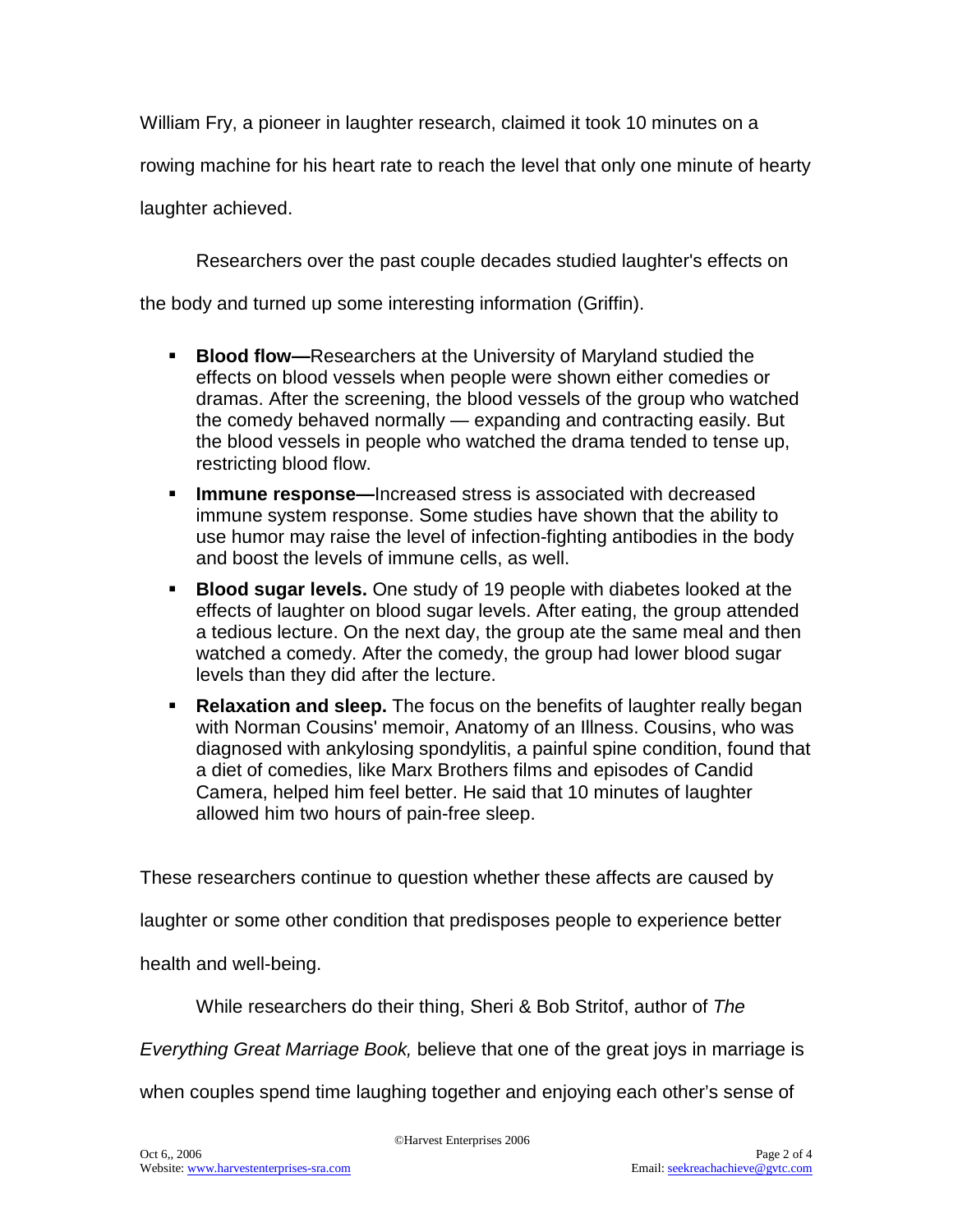William Fry, a pioneer in laughter research, claimed it took 10 minutes on a rowing machine for his heart rate to reach the level that only one minute of hearty laughter achieved.

Researchers over the past couple decades studied laughter's effects on the body and turned up some interesting information (Griffin).

- **Blood flow—**Researchers at the University of Maryland studied the effects on blood vessels when people were shown either comedies or dramas. After the screening, the blood vessels of the group who watched the comedy behaved normally — expanding and contracting easily. But the blood vessels in people who watched the drama tended to tense up, restricting blood flow.
- **Immune response—**Increased stress is associated with decreased immune system response. Some studies have shown that the ability to use humor may raise the level of infection-fighting antibodies in the body and boost the levels of immune cells, as well.
- **Blood sugar levels.** One study of 19 people with diabetes looked at the effects of laughter on blood sugar levels. After eating, the group attended a tedious lecture. On the next day, the group ate the same meal and then watched a comedy. After the comedy, the group had lower blood sugar levels than they did after the lecture.
- **Relaxation and sleep.** The focus on the benefits of laughter really began with Norman Cousins' memoir, Anatomy of an Illness. Cousins, who was diagnosed with ankylosing spondylitis, a painful spine condition, found that a diet of comedies, like Marx Brothers films and episodes of Candid Camera, helped him feel better. He said that 10 minutes of laughter allowed him two hours of pain-free sleep.

These researchers continue to question whether these affects are caused by laughter or some other condition that predisposes people to experience better health and well-being.

While researchers do their thing, Sheri & Bob Stritof, author of *The Everything Great Marriage Book,* believe that one of the great joys in marriage is when couples spend time laughing together and enjoying each other's sense of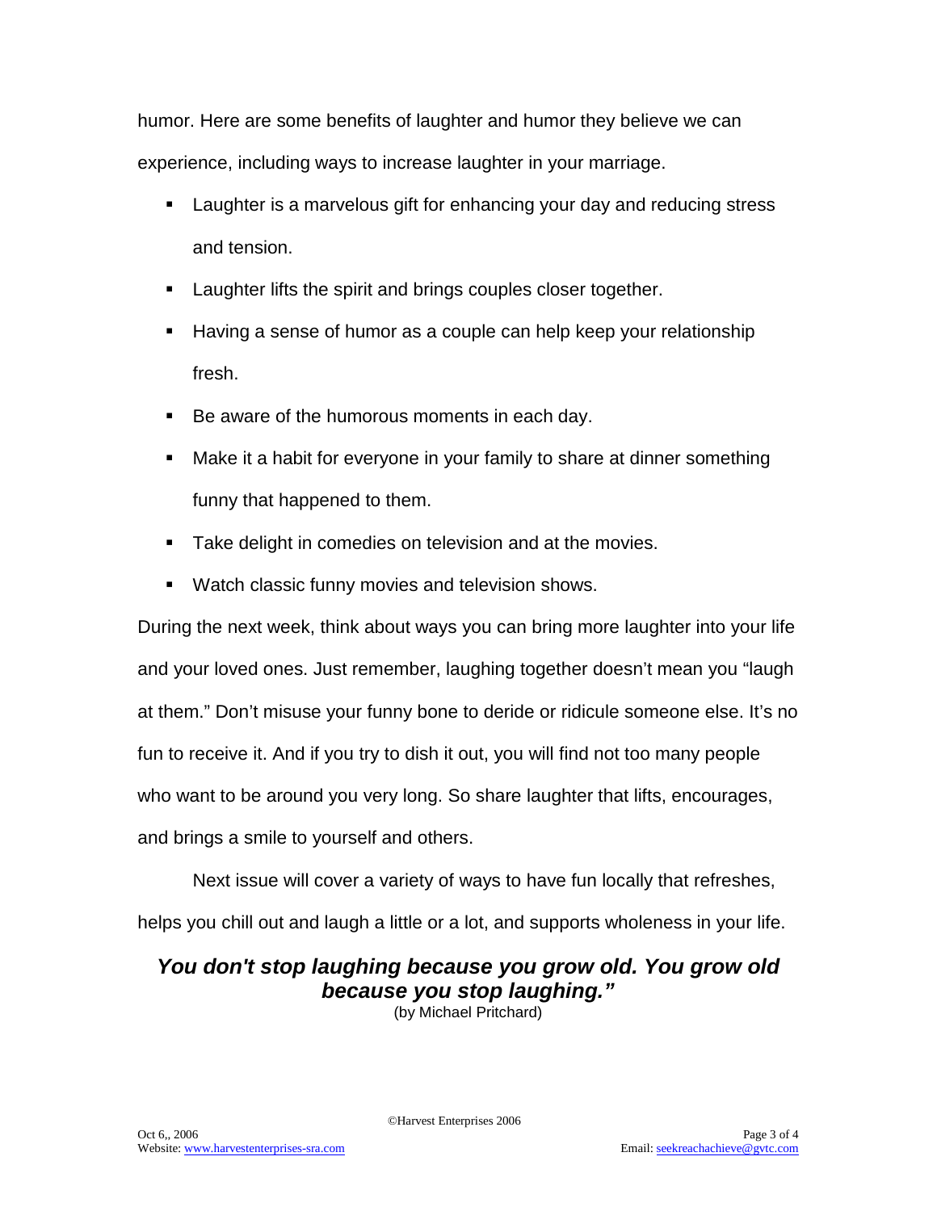humor. Here are some benefits of laughter and humor they believe we can experience, including ways to increase laughter in your marriage.

- Laughter is a marvelous gift for enhancing your day and reducing stress and tension.
- Laughter lifts the spirit and brings couples closer together.
- Having a sense of humor as a couple can help keep your relationship fresh.
- Be aware of the humorous moments in each day.
- Make it a habit for everyone in your family to share at dinner something funny that happened to them.
- Take delight in comedies on television and at the movies.
- Watch classic funny movies and television shows.

During the next week, think about ways you can bring more laughter into your life and your loved ones. Just remember, laughing together doesn't mean you "laugh at them." Don't misuse your funny bone to deride or ridicule someone else. It's no fun to receive it. And if you try to dish it out, you will find not too many people who want to be around you very long. So share laughter that lifts, encourages, and brings a smile to yourself and others.

Next issue will cover a variety of ways to have fun locally that refreshes, helps you chill out and laugh a little or a lot, and supports wholeness in your life.

***You don't stop laughing because you grow old. You grow old because you stop laughing."***

(by Michael Pritchard)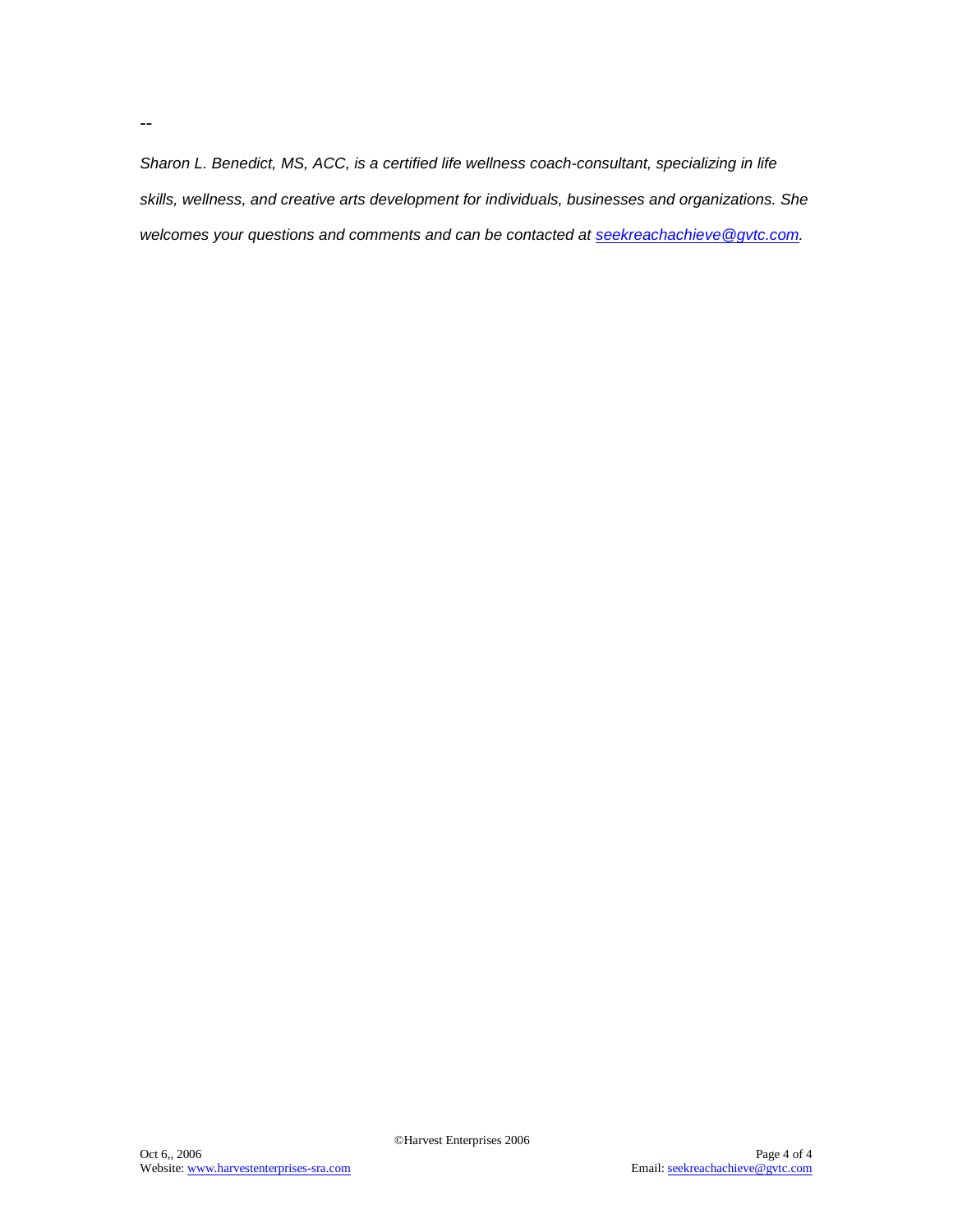--

*Sharon L. Benedict, MS, ACC, is a certified life wellness coach-consultant, specializing in life skills, wellness, and creative arts development for individuals, businesses and organizations. She welcomes your questions and comments and can be contacted at seekreachachieve@gvtc.com.*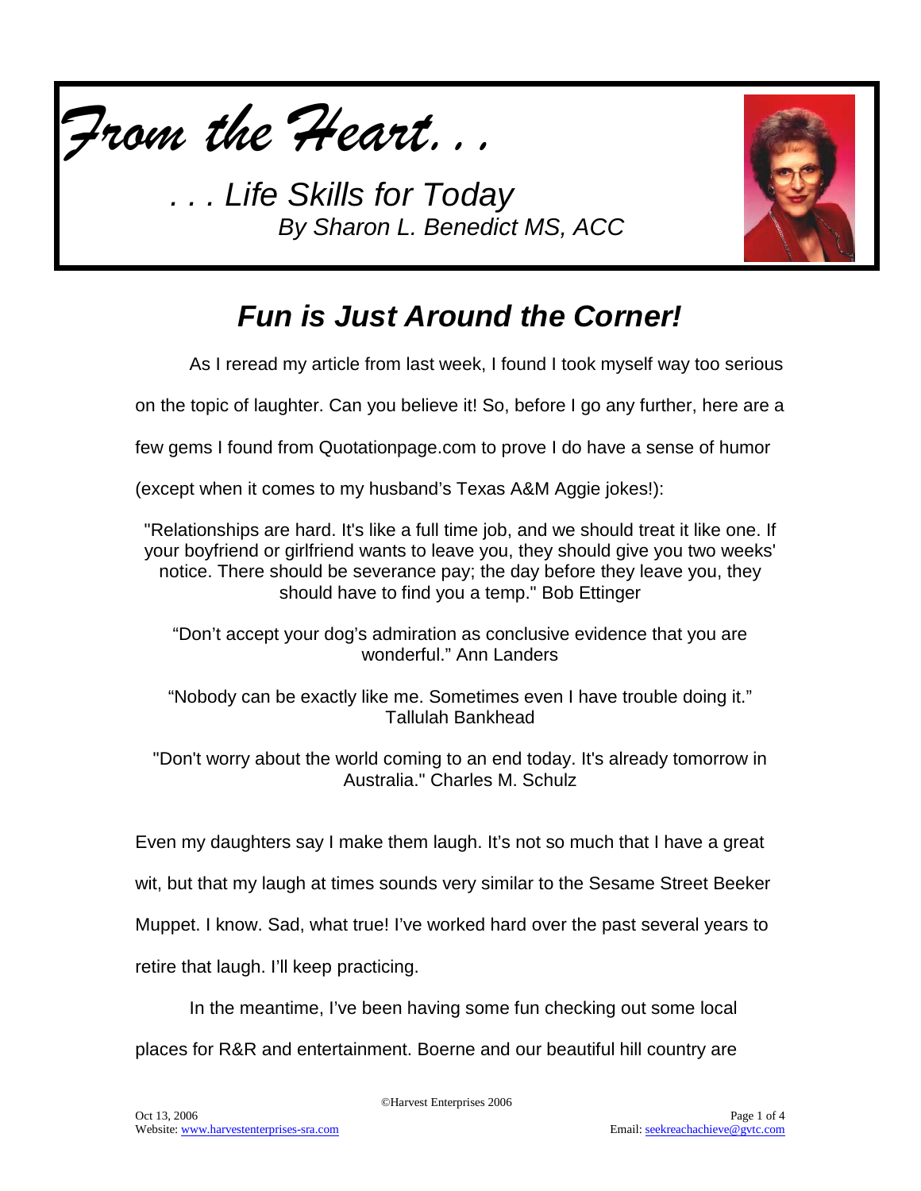*From the Heart. . .*

*. . . Life Skills for Today*
*By Sharon L. Benedict MS, ACC*

## *Fun is Just Around the Corner!*

As I reread my article from last week, I found I took myself way too serious on the topic of laughter. Can you believe it! So, before I go any further, here are a few gems I found from Quotationpage.com to prove I do have a sense of humor (except when it comes to my husband's Texas A&M Aggie jokes!):

"Relationships are hard. It's like a full time job, and we should treat it like one. If your boyfriend or girlfriend wants to leave you, they should give you two weeks' notice. There should be severance pay; the day before they leave you, they should have to find you a temp." Bob Ettinger

"Don't accept your dog's admiration as conclusive evidence that you are wonderful." Ann Landers

"Nobody can be exactly like me. Sometimes even I have trouble doing it." Tallulah Bankhead

"Don't worry about the world coming to an end today. It's already tomorrow in Australia." Charles M. Schulz

Even my daughters say I make them laugh. It's not so much that I have a great wit, but that my laugh at times sounds very similar to the Sesame Street Beeker Muppet. I know. Sad, what true! I've worked hard over the past several years to retire that laugh. I'll keep practicing.

In the meantime, I've been having some fun checking out some local places for R&R and entertainment. Boerne and our beautiful hill country are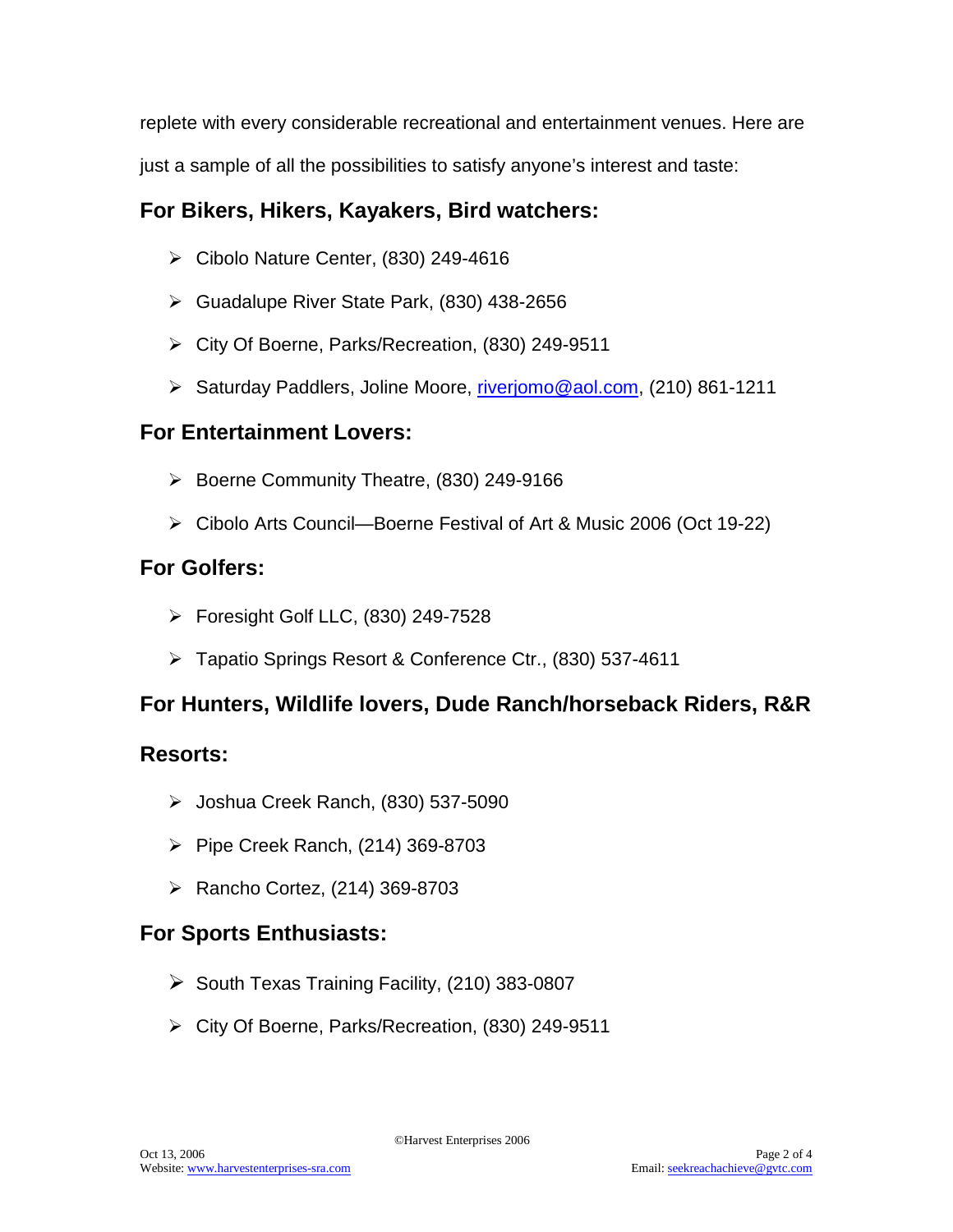replete with every considerable recreational and entertainment venues. Here are just a sample of all the possibilities to satisfy anyone's interest and taste:

### For Bikers, Hikers, Kayakers, Bird watchers:

- Cibolo Nature Center, (830) 249-4616
- Guadalupe River State Park, (830) 438-2656
- City Of Boerne, Parks/Recreation, (830) 249-9511
- Saturday Paddlers, Joline Moore, riverjomo@aol.com, (210) 861-1211

### For Entertainment Lovers:

- Boerne Community Theatre, (830) 249-9166
- Cibolo Arts Council—Boerne Festival of Art & Music 2006 (Oct 19-22)

### For Golfers:

- Foresight Golf LLC, (830) 249-7528
- Tapatio Springs Resort & Conference Ctr., (830) 537-4611

### For Hunters, Wildlife lovers, Dude Ranch/horseback Riders, R&R Resorts:

- Joshua Creek Ranch, (830) 537-5090
- Pipe Creek Ranch, (214) 369-8703
- Rancho Cortez, (214) 369-8703

### For Sports Enthusiasts:

- South Texas Training Facility, (210) 383-0807
- City Of Boerne, Parks/Recreation, (830) 249-9511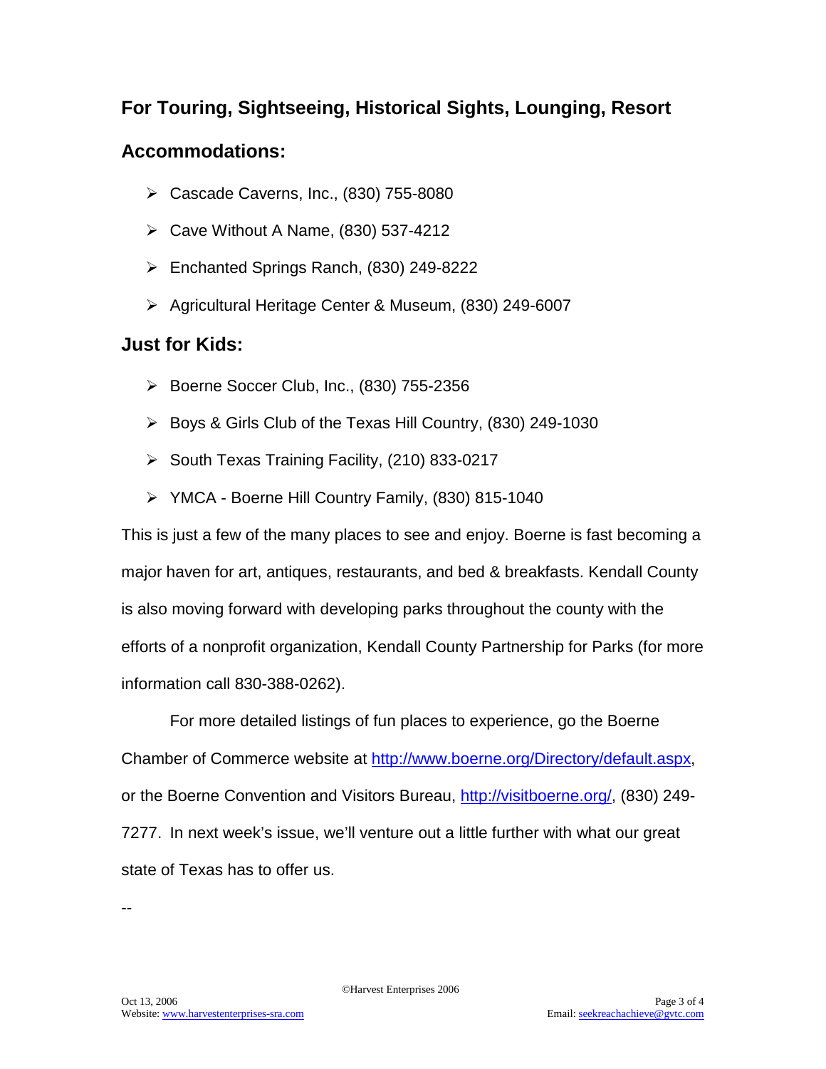## For Touring, Sightseeing, Historical Sights, Lounging, Resort Accommodations:

- Cascade Caverns, Inc., (830) 755-8080
- Cave Without A Name, (830) 537-4212
- Enchanted Springs Ranch, (830) 249-8222
- Agricultural Heritage Center & Museum, (830) 249-6007

## Just for Kids:

- Boerne Soccer Club, Inc., (830) 755-2356
- Boys & Girls Club of the Texas Hill Country, (830) 249-1030
- South Texas Training Facility, (210) 833-0217
- YMCA - Boerne Hill Country Family, (830) 815-1040

This is just a few of the many places to see and enjoy. Boerne is fast becoming a major haven for art, antiques, restaurants, and bed & breakfasts. Kendall County is also moving forward with developing parks throughout the county with the efforts of a nonprofit organization, Kendall County Partnership for Parks (for more information call 830-388-0262).

For more detailed listings of fun places to experience, go the Boerne Chamber of Commerce website at http://www.boerne.org/Directory/default.aspx, or the Boerne Convention and Visitors Bureau, http://visitboerne.org/, (830) 249-7277. In next week's issue, we'll venture out a little further with what our great state of Texas has to offer us.

--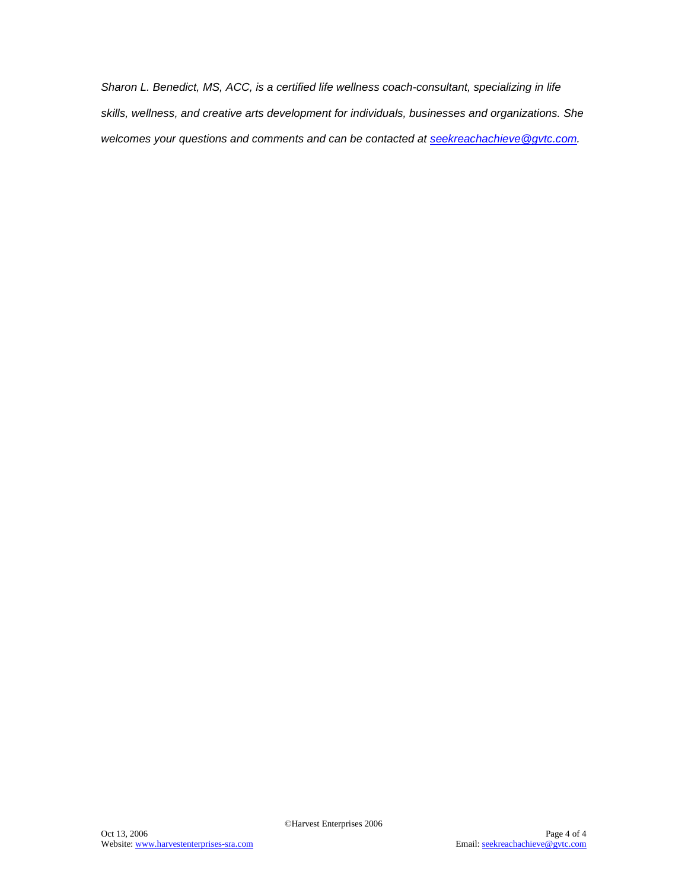*Sharon L. Benedict, MS, ACC, is a certified life wellness coach-consultant, specializing in life skills, wellness, and creative arts development for individuals, businesses and organizations. She welcomes your questions and comments and can be contacted at [seekreachachieve@gvtc.com](mailto:seekreachachieve@gvtc.com).*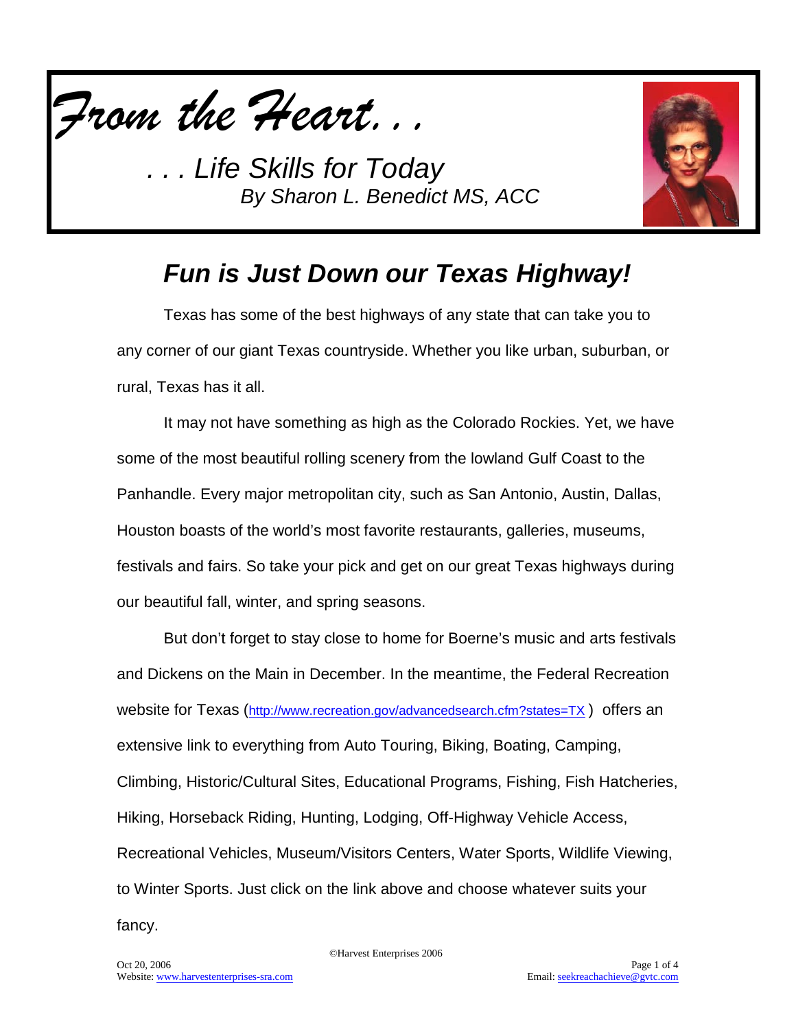*From the Heart. . .*

*. . . Life Skills for Today*
*By Sharon L. Benedict MS, ACC*

## *Fun is Just Down our Texas Highway!*

Texas has some of the best highways of any state that can take you to any corner of our giant Texas countryside. Whether you like urban, suburban, or rural, Texas has it all.

It may not have something as high as the Colorado Rockies. Yet, we have some of the most beautiful rolling scenery from the lowland Gulf Coast to the Panhandle. Every major metropolitan city, such as San Antonio, Austin, Dallas, Houston boasts of the world's most favorite restaurants, galleries, museums, festivals and fairs. So take your pick and get on our great Texas highways during our beautiful fall, winter, and spring seasons.

But don't forget to stay close to home for Boerne's music and arts festivals and Dickens on the Main in December. In the meantime, the Federal Recreation website for Texas (http://www.recreation.gov/advancedsearch.cfm?states=TX ) offers an extensive link to everything from Auto Touring, Biking, Boating, Camping, Climbing, Historic/Cultural Sites, Educational Programs, Fishing, Fish Hatcheries, Hiking, Horseback Riding, Hunting, Lodging, Off-Highway Vehicle Access, Recreational Vehicles, Museum/Visitors Centers, Water Sports, Wildlife Viewing, to Winter Sports. Just click on the link above and choose whatever suits your fancy.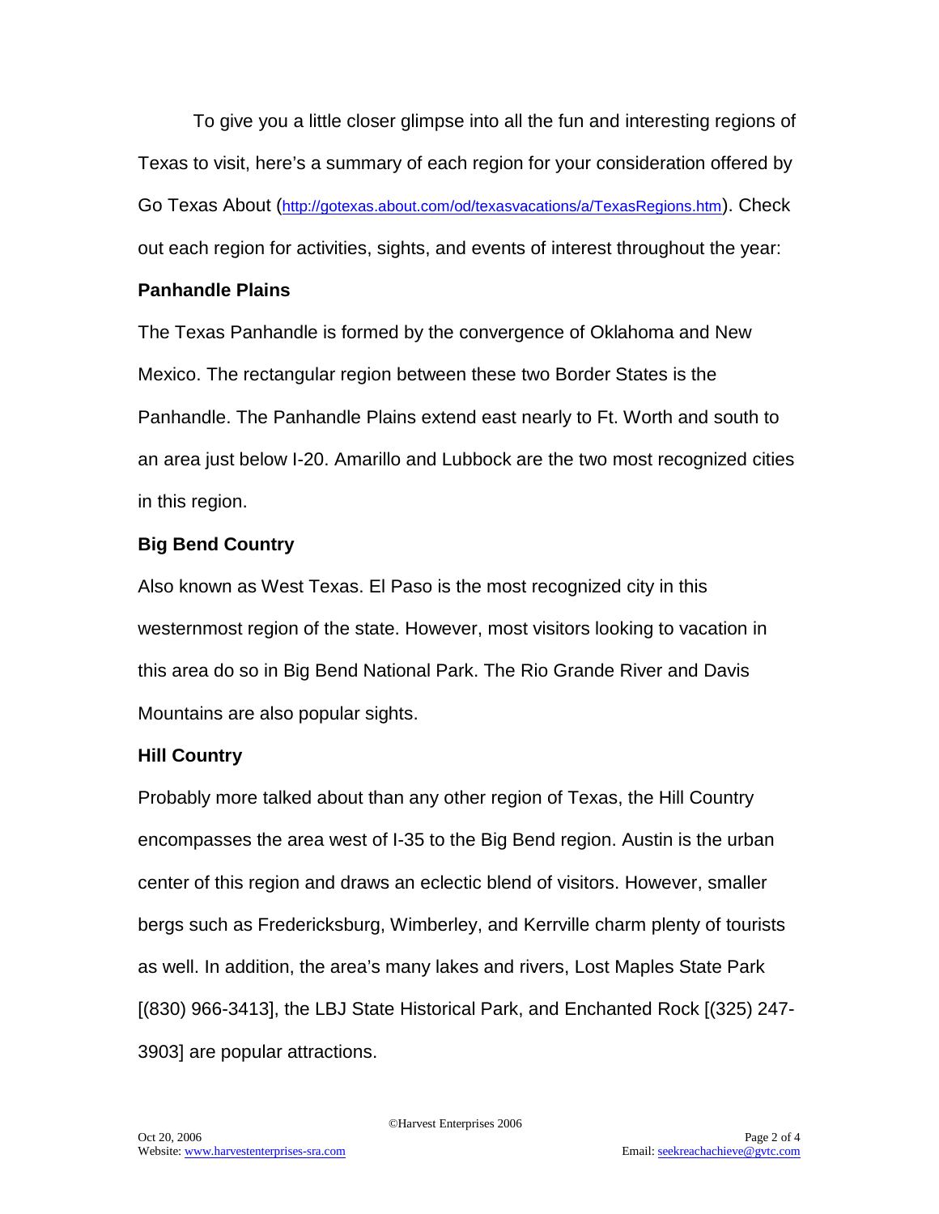To give you a little closer glimpse into all the fun and interesting regions of Texas to visit, here's a summary of each region for your consideration offered by Go Texas About (http://gotexas.about.com/od/texasvacations/a/TexasRegions.htm). Check out each region for activities, sights, and events of interest throughout the year:

**Panhandle Plains**

The Texas Panhandle is formed by the convergence of Oklahoma and New Mexico. The rectangular region between these two Border States is the Panhandle. The Panhandle Plains extend east nearly to Ft. Worth and south to an area just below I-20. Amarillo and Lubbock are the two most recognized cities in this region.

**Big Bend Country**

Also known as West Texas. El Paso is the most recognized city in this westernmost region of the state. However, most visitors looking to vacation in this area do so in Big Bend National Park. The Rio Grande River and Davis Mountains are also popular sights.

**Hill Country**

Probably more talked about than any other region of Texas, the Hill Country encompasses the area west of I-35 to the Big Bend region. Austin is the urban center of this region and draws an eclectic blend of visitors. However, smaller bergs such as Fredericksburg, Wimberley, and Kerrville charm plenty of tourists as well. In addition, the area's many lakes and rivers, Lost Maples State Park [(830) 966-3413], the LBJ State Historical Park, and Enchanted Rock [(325) 247-3903] are popular attractions.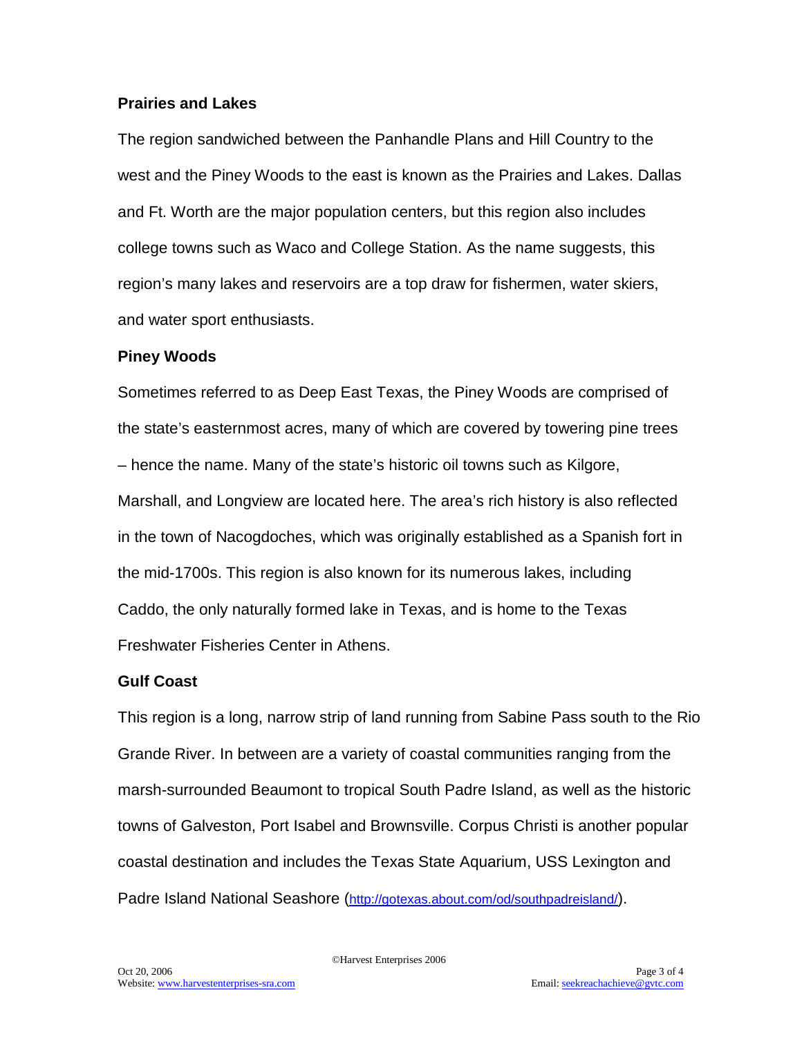**Prairies and Lakes**

The region sandwiched between the Panhandle Plans and Hill Country to the west and the Piney Woods to the east is known as the Prairies and Lakes. Dallas and Ft. Worth are the major population centers, but this region also includes college towns such as Waco and College Station. As the name suggests, this region's many lakes and reservoirs are a top draw for fishermen, water skiers, and water sport enthusiasts.

**Piney Woods**

Sometimes referred to as Deep East Texas, the Piney Woods are comprised of the state's easternmost acres, many of which are covered by towering pine trees – hence the name. Many of the state's historic oil towns such as Kilgore, Marshall, and Longview are located here. The area's rich history is also reflected in the town of Nacogdoches, which was originally established as a Spanish fort in the mid-1700s. This region is also known for its numerous lakes, including Caddo, the only naturally formed lake in Texas, and is home to the Texas Freshwater Fisheries Center in Athens.

**Gulf Coast**

This region is a long, narrow strip of land running from Sabine Pass south to the Rio Grande River. In between are a variety of coastal communities ranging from the marsh-surrounded Beaumont to tropical South Padre Island, as well as the historic towns of Galveston, Port Isabel and Brownsville. Corpus Christi is another popular coastal destination and includes the Texas State Aquarium, USS Lexington and Padre Island National Seashore (http://gotexas.about.com/od/southpadreisland/).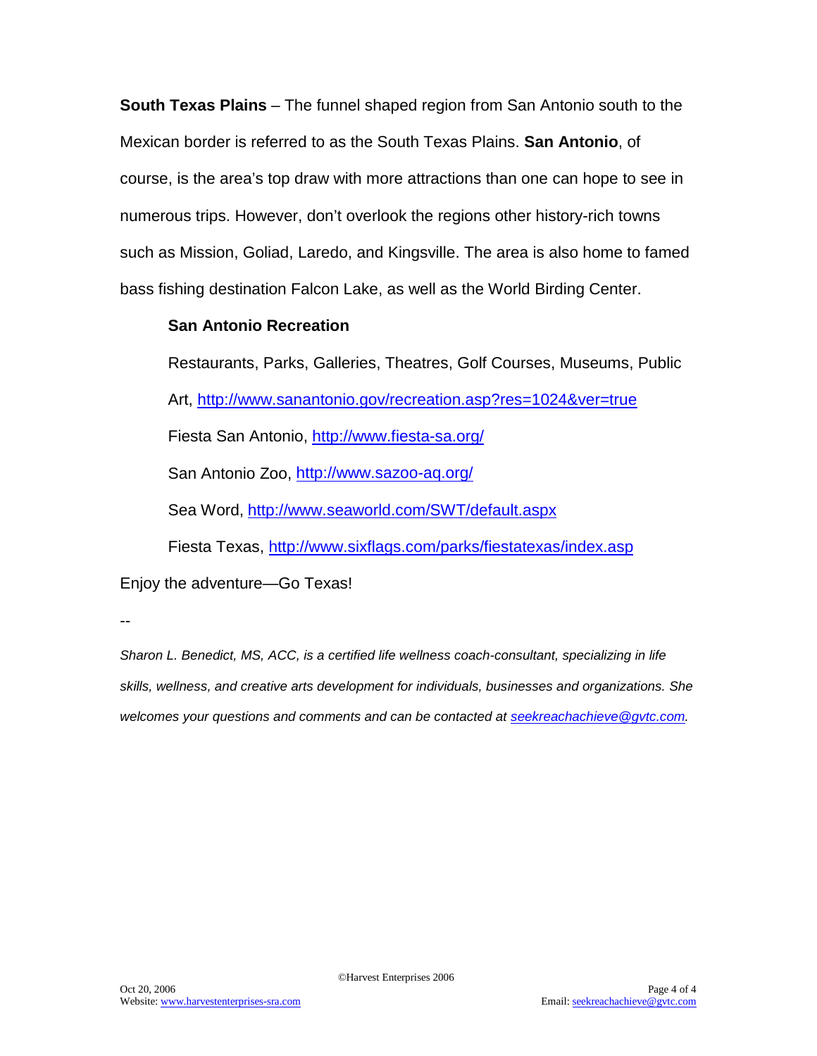**South Texas Plains** – The funnel shaped region from San Antonio south to the Mexican border is referred to as the South Texas Plains. **San Antonio**, of course, is the area's top draw with more attractions than one can hope to see in numerous trips. However, don't overlook the regions other history-rich towns such as Mission, Goliad, Laredo, and Kingsville. The area is also home to famed bass fishing destination Falcon Lake, as well as the World Birding Center.

**San Antonio Recreation**

Restaurants, Parks, Galleries, Theatres, Golf Courses, Museums, Public Art, http://www.sanantonio.gov/recreation.asp?res=1024&ver=true

Fiesta San Antonio, http://www.fiesta-sa.org/

San Antonio Zoo, http://www.sazoo-aq.org/

Sea Word, http://www.seaworld.com/SWT/default.aspx

Fiesta Texas, http://www.sixflags.com/parks/fiestatexas/index.asp

Enjoy the adventure—Go Texas!

--

*Sharon L. Benedict, MS, ACC, is a certified life wellness coach-consultant, specializing in life skills, wellness, and creative arts development for individuals, businesses and organizations. She welcomes your questions and comments and can be contacted at seekreachachieve@gvtc.com.*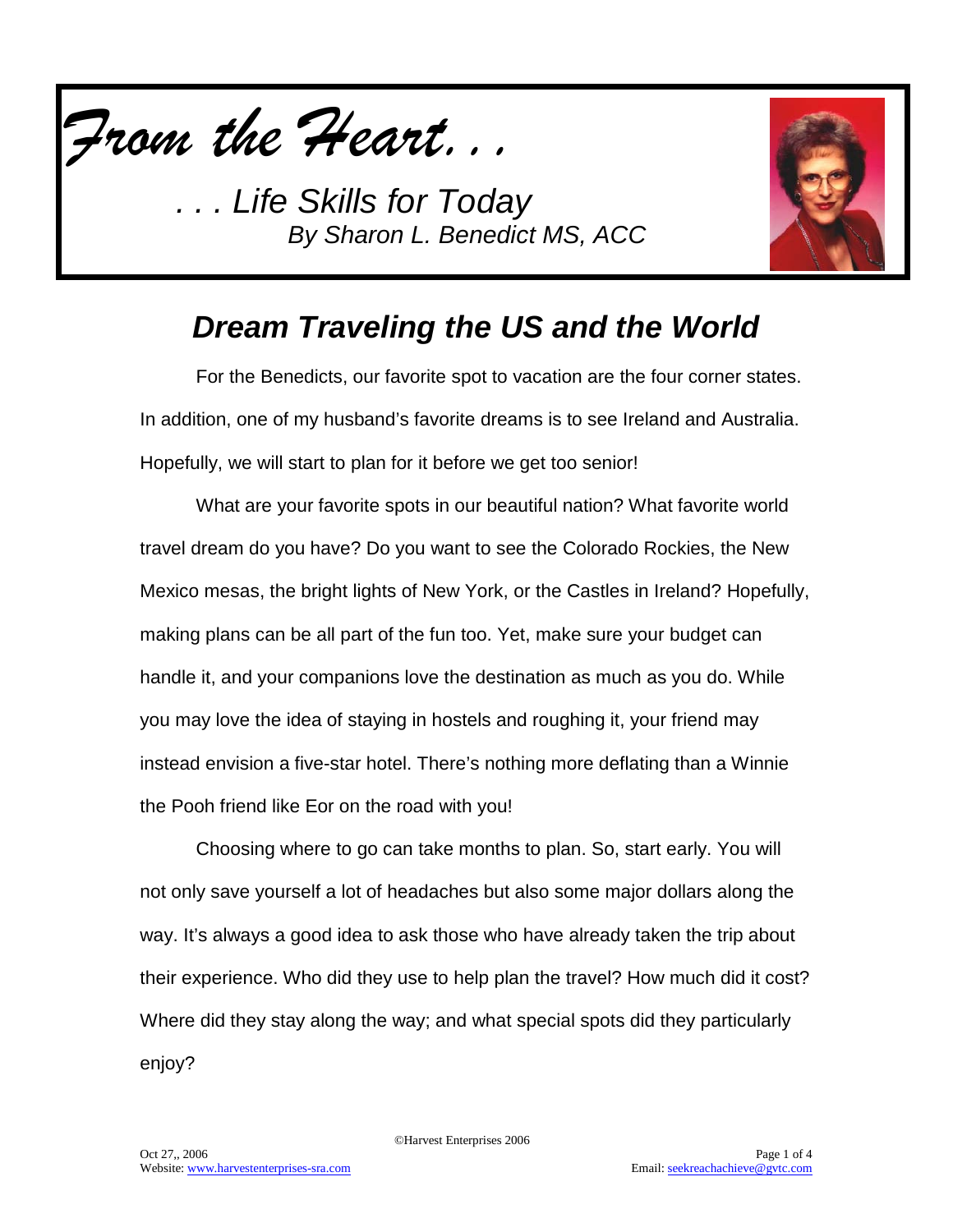*From the Heart. . .*

*. . . Life Skills for Today*
*By Sharon L. Benedict MS, ACC*

## *Dream Traveling the US and the World*

For the Benedicts, our favorite spot to vacation are the four corner states. In addition, one of my husband's favorite dreams is to see Ireland and Australia. Hopefully, we will start to plan for it before we get too senior!

What are your favorite spots in our beautiful nation? What favorite world travel dream do you have? Do you want to see the Colorado Rockies, the New Mexico mesas, the bright lights of New York, or the Castles in Ireland? Hopefully, making plans can be all part of the fun too. Yet, make sure your budget can handle it, and your companions love the destination as much as you do. While you may love the idea of staying in hostels and roughing it, your friend may instead envision a five-star hotel. There's nothing more deflating than a Winnie the Pooh friend like Eor on the road with you!

Choosing where to go can take months to plan. So, start early. You will not only save yourself a lot of headaches but also some major dollars along the way. It's always a good idea to ask those who have already taken the trip about their experience. Who did they use to help plan the travel? How much did it cost? Where did they stay along the way; and what special spots did they particularly enjoy?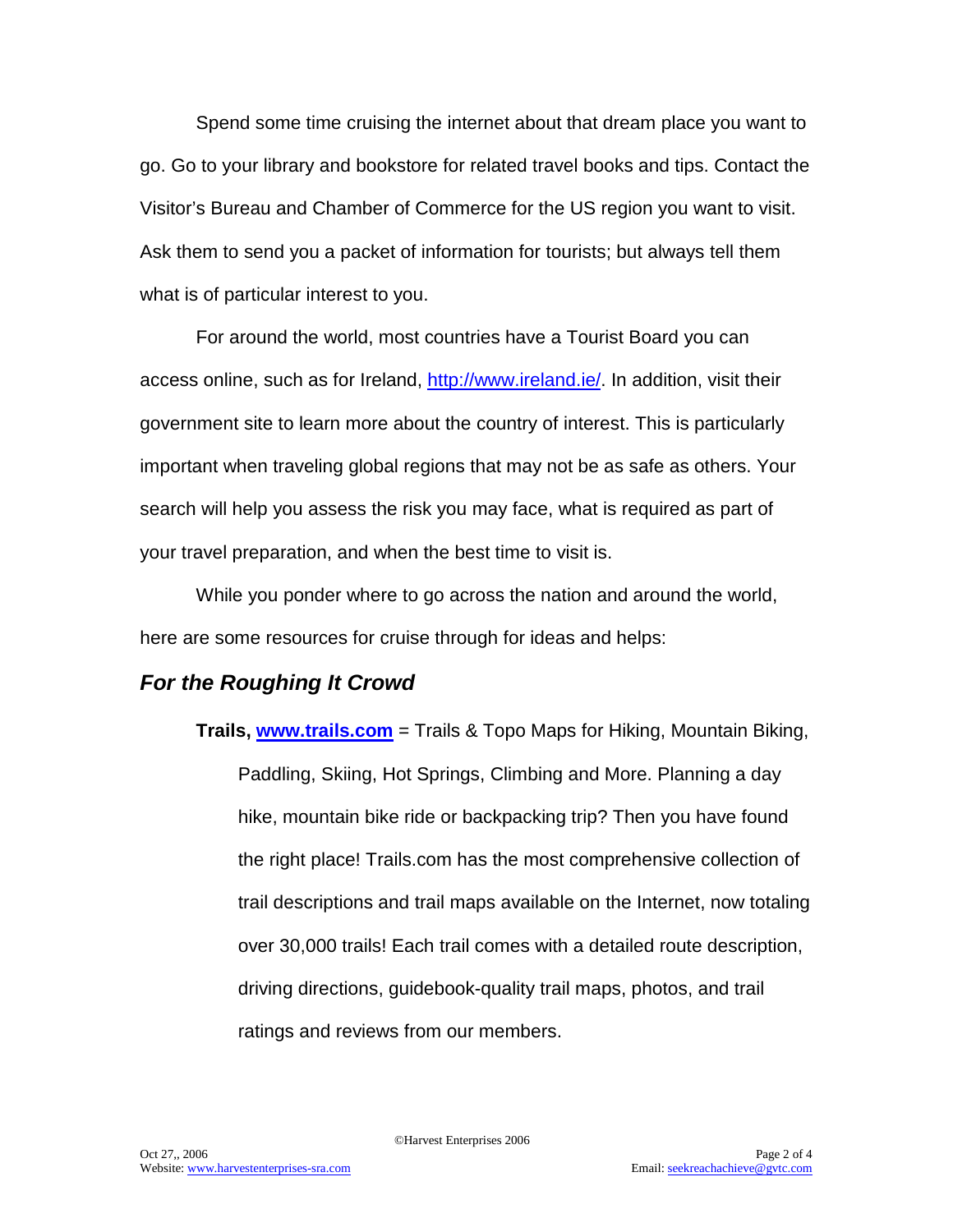Spend some time cruising the internet about that dream place you want to go. Go to your library and bookstore for related travel books and tips. Contact the Visitor's Bureau and Chamber of Commerce for the US region you want to visit. Ask them to send you a packet of information for tourists; but always tell them what is of particular interest to you.

For around the world, most countries have a Tourist Board you can access online, such as for Ireland, http://www.ireland.ie/. In addition, visit their government site to learn more about the country of interest. This is particularly important when traveling global regions that may not be as safe as others. Your search will help you assess the risk you may face, what is required as part of your travel preparation, and when the best time to visit is.

While you ponder where to go across the nation and around the world, here are some resources for cruise through for ideas and helps:

## *For the Roughing It Crowd*

**Trails, www.trails.com** = Trails & Topo Maps for Hiking, Mountain Biking, Paddling, Skiing, Hot Springs, Climbing and More. Planning a day hike, mountain bike ride or backpacking trip? Then you have found the right place! Trails.com has the most comprehensive collection of trail descriptions and trail maps available on the Internet, now totaling over 30,000 trails! Each trail comes with a detailed route description, driving directions, guidebook-quality trail maps, photos, and trail ratings and reviews from our members.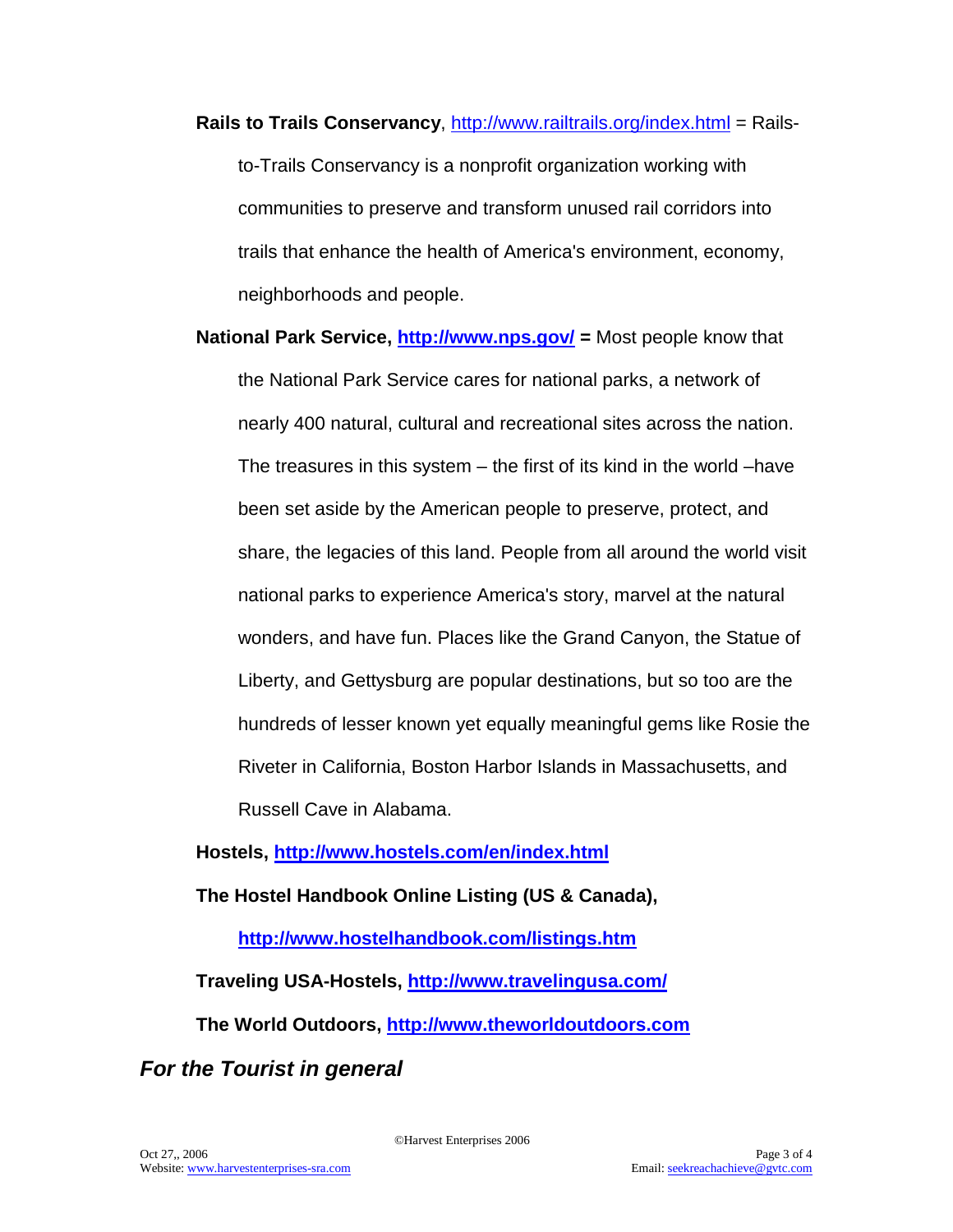**Rails to Trails Conservancy**, http://www.railtrails.org/index.html = Rails-to-Trails Conservancy is a nonprofit organization working with communities to preserve and transform unused rail corridors into trails that enhance the health of America's environment, economy, neighborhoods and people.

**National Park Service, http://www.nps.gov/ =** Most people know that the National Park Service cares for national parks, a network of nearly 400 natural, cultural and recreational sites across the nation. The treasures in this system – the first of its kind in the world –have been set aside by the American people to preserve, protect, and share, the legacies of this land. People from all around the world visit national parks to experience America's story, marvel at the natural wonders, and have fun. Places like the Grand Canyon, the Statue of Liberty, and Gettysburg are popular destinations, but so too are the hundreds of lesser known yet equally meaningful gems like Rosie the Riveter in California, Boston Harbor Islands in Massachusetts, and Russell Cave in Alabama.

**Hostels, http://www.hostels.com/en/index.html**

**The Hostel Handbook Online Listing (US & Canada), http://www.hostelhandbook.com/listings.htm**

**Traveling USA-Hostels, http://www.travelingusa.com/**

**The World Outdoors, http://www.theworldoutdoors.com**

## *For the Tourist in general*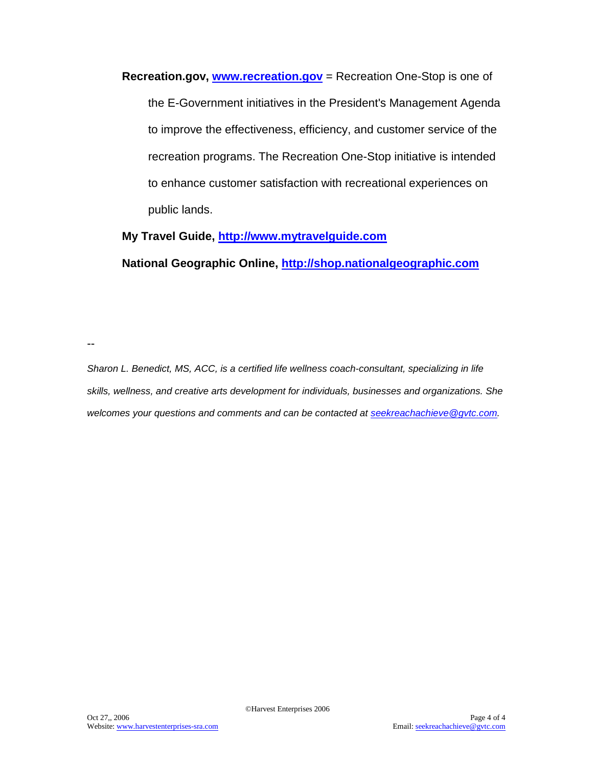**Recreation.gov, [www.recreation.gov](http://www.recreation.gov)** = Recreation One-Stop is one of the E-Government initiatives in the President's Management Agenda to improve the effectiveness, efficiency, and customer service of the recreation programs. The Recreation One-Stop initiative is intended to enhance customer satisfaction with recreational experiences on public lands.

**My Travel Guide, [http://www.mytravelguide.com](http://www.mytravelguide.com)**

**National Geographic Online, [http://shop.nationalgeographic.com](http://shop.nationalgeographic.com)**

--

*Sharon L. Benedict, MS, ACC, is a certified life wellness coach-consultant, specializing in life skills, wellness, and creative arts development for individuals, businesses and organizations. She welcomes your questions and comments and can be contacted at [seekreachachieve@gvtc.com](mailto:seekreachachieve@gvtc.com).*